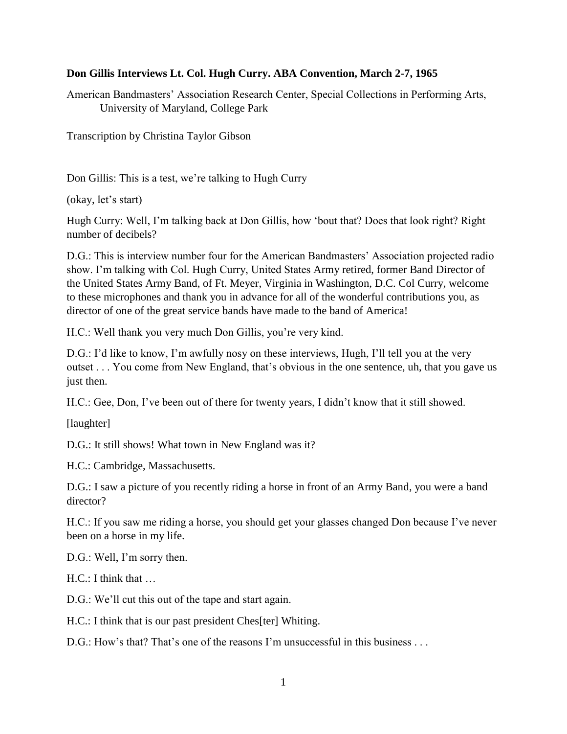**Don Gillis Interviews Lt. Col. Hugh Curry. ABA Convention, March 2-7, 1965**

American Bandmasters' Association Research Center, Special Collections in Performing Arts, University of Maryland, College Park

Transcription by Christina Taylor Gibson

Don Gillis: This is a test, we're talking to Hugh Curry

(okay, let's start)

Hugh Curry: Well, I'm talking back at Don Gillis, how 'bout that? Does that look right? Right number of decibels?

D.G.: This is interview number four for the American Bandmasters' Association projected radio show. I'm talking with Col. Hugh Curry, United States Army retired, former Band Director of the United States Army Band, of Ft. Meyer, Virginia in Washington, D.C. Col Curry, welcome to these microphones and thank you in advance for all of the wonderful contributions you, as director of one of the great service bands have made to the band of America!

H.C.: Well thank you very much Don Gillis, you're very kind.

D.G.: I'd like to know, I'm awfully nosy on these interviews, Hugh, I'll tell you at the very outset . . . You come from New England, that's obvious in the one sentence, uh, that you gave us just then.

H.C.: Gee, Don, I've been out of there for twenty years, I didn't know that it still showed.

[laughter]

D.G.: It still shows! What town in New England was it?

H.C.: Cambridge, Massachusetts.

D.G.: I saw a picture of you recently riding a horse in front of an Army Band, you were a band director?

H.C.: If you saw me riding a horse, you should get your glasses changed Don because I've never been on a horse in my life.

D.G.: Well, I'm sorry then.

H.C.: I think that …

D.G.: We'll cut this out of the tape and start again.

H.C.: I think that is our past president Ches[ter] Whiting.

D.G.: How's that? That's one of the reasons I'm unsuccessful in this business . . .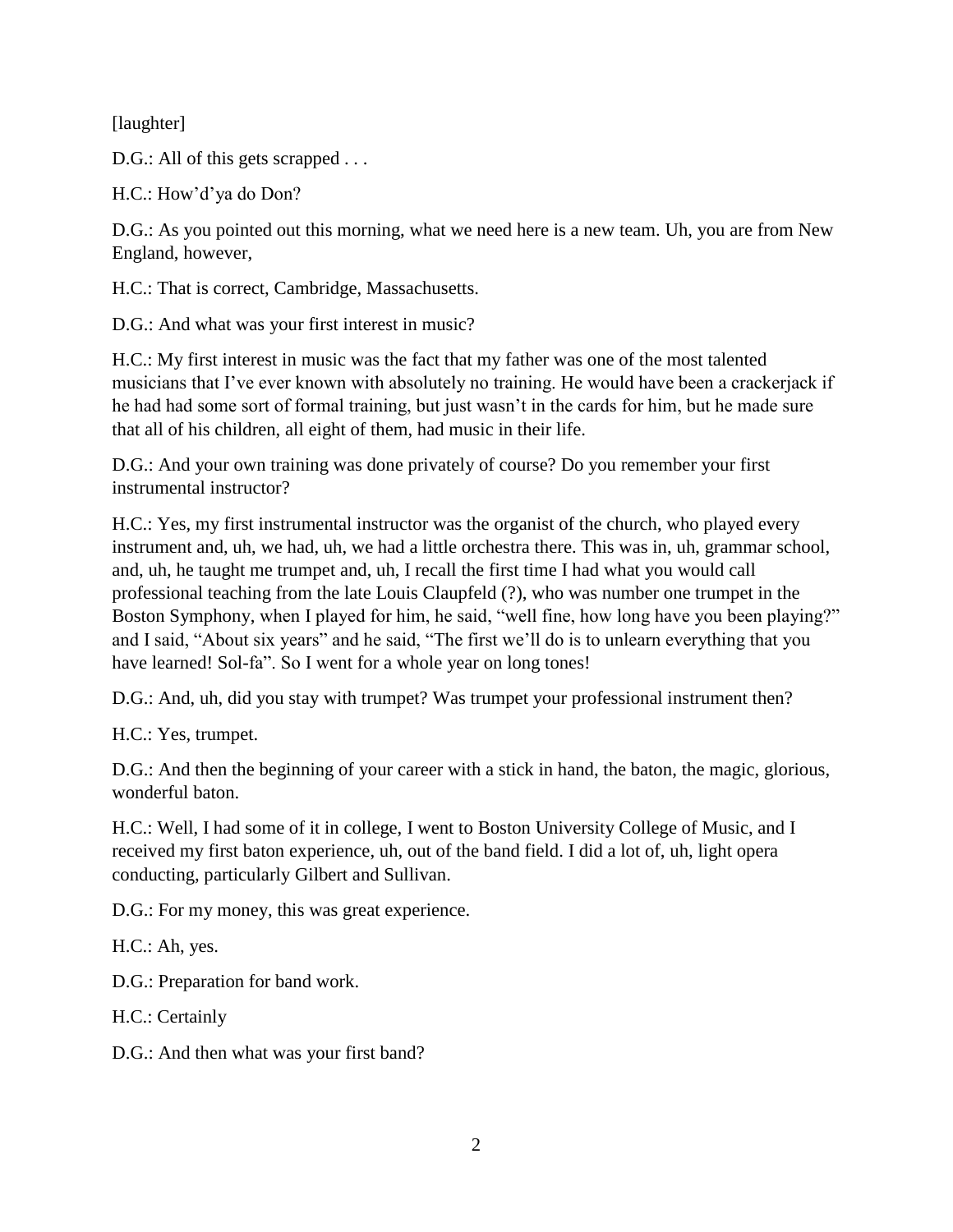[laughter]

D.G.: All of this gets scrapped . . .

H.C.: How'd'ya do Don?

D.G.: As you pointed out this morning, what we need here is a new team. Uh, you are from New England, however,

H.C.: That is correct, Cambridge, Massachusetts.

D.G.: And what was your first interest in music?

H.C.: My first interest in music was the fact that my father was one of the most talented musicians that I've ever known with absolutely no training. He would have been a crackerjack if he had had some sort of formal training, but just wasn't in the cards for him, but he made sure that all of his children, all eight of them, had music in their life.

D.G.: And your own training was done privately of course? Do you remember your first instrumental instructor?

H.C.: Yes, my first instrumental instructor was the organist of the church, who played every instrument and, uh, we had, uh, we had a little orchestra there. This was in, uh, grammar school, and, uh, he taught me trumpet and, uh, I recall the first time I had what you would call professional teaching from the late Louis Claupfeld (?), who was number one trumpet in the Boston Symphony, when I played for him, he said, "well fine, how long have you been playing?" and I said, "About six years" and he said, "The first we'll do is to unlearn everything that you have learned! Sol-fa". So I went for a whole year on long tones!

D.G.: And, uh, did you stay with trumpet? Was trumpet your professional instrument then?

H.C.: Yes, trumpet.

D.G.: And then the beginning of your career with a stick in hand, the baton, the magic, glorious, wonderful baton.

H.C.: Well, I had some of it in college, I went to Boston University College of Music, and I received my first baton experience, uh, out of the band field. I did a lot of, uh, light opera conducting, particularly Gilbert and Sullivan.

D.G.: For my money, this was great experience.

H.C.: Ah, yes.

D.G.: Preparation for band work.

H.C.: Certainly

D.G.: And then what was your first band?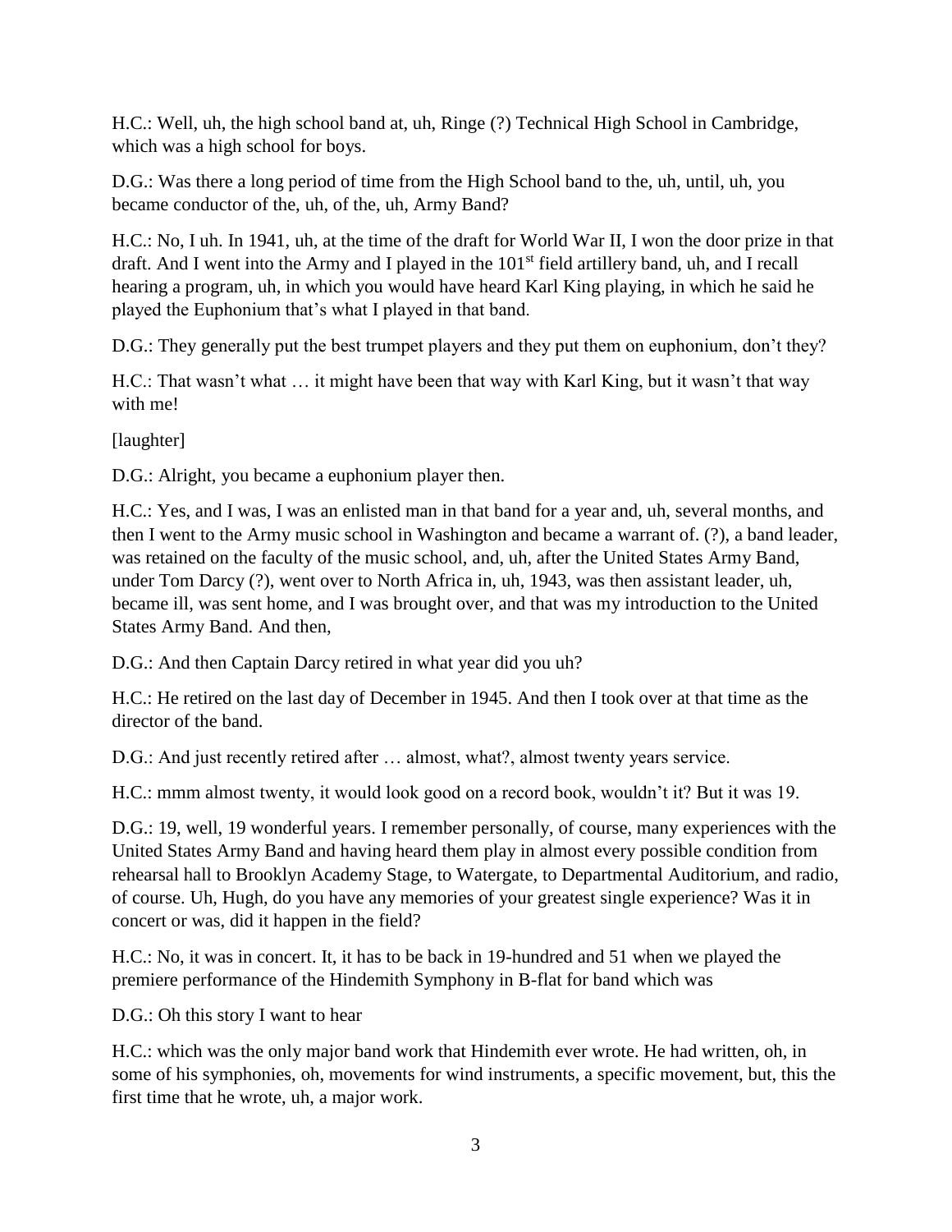H.C.: Well, uh, the high school band at, uh, Ringe (?) Technical High School in Cambridge, which was a high school for boys.

D.G.: Was there a long period of time from the High School band to the, uh, until, uh, you became conductor of the, uh, of the, uh, Army Band?

H.C.: No, I uh. In 1941, uh, at the time of the draft for World War II, I won the door prize in that draft. And I went into the Army and I played in the 101st field artillery band, uh, and I recall hearing a program, uh, in which you would have heard Karl King playing, in which he said he played the Euphonium that's what I played in that band.

D.G.: They generally put the best trumpet players and they put them on euphonium, don't they?

H.C.: That wasn't what … it might have been that way with Karl King, but it wasn't that way with me!

[laughter]

D.G.: Alright, you became a euphonium player then.

H.C.: Yes, and I was, I was an enlisted man in that band for a year and, uh, several months, and then I went to the Army music school in Washington and became a warrant of. (?), a band leader, was retained on the faculty of the music school, and, uh, after the United States Army Band, under Tom Darcy (?), went over to North Africa in, uh, 1943, was then assistant leader, uh, became ill, was sent home, and I was brought over, and that was my introduction to the United States Army Band. And then,

D.G.: And then Captain Darcy retired in what year did you uh?

H.C.: He retired on the last day of December in 1945. And then I took over at that time as the director of the band.

D.G.: And just recently retired after … almost, what?, almost twenty years service.

H.C.: mmm almost twenty, it would look good on a record book, wouldn't it? But it was 19.

D.G.: 19, well, 19 wonderful years. I remember personally, of course, many experiences with the United States Army Band and having heard them play in almost every possible condition from rehearsal hall to Brooklyn Academy Stage, to Watergate, to Departmental Auditorium, and radio, of course. Uh, Hugh, do you have any memories of your greatest single experience? Was it in concert or was, did it happen in the field?

H.C.: No, it was in concert. It, it has to be back in 19-hundred and 51 when we played the premiere performance of the Hindemith Symphony in B-flat for band which was

D.G.: Oh this story I want to hear

H.C.: which was the only major band work that Hindemith ever wrote. He had written, oh, in some of his symphonies, oh, movements for wind instruments, a specific movement, but, this the first time that he wrote, uh, a major work.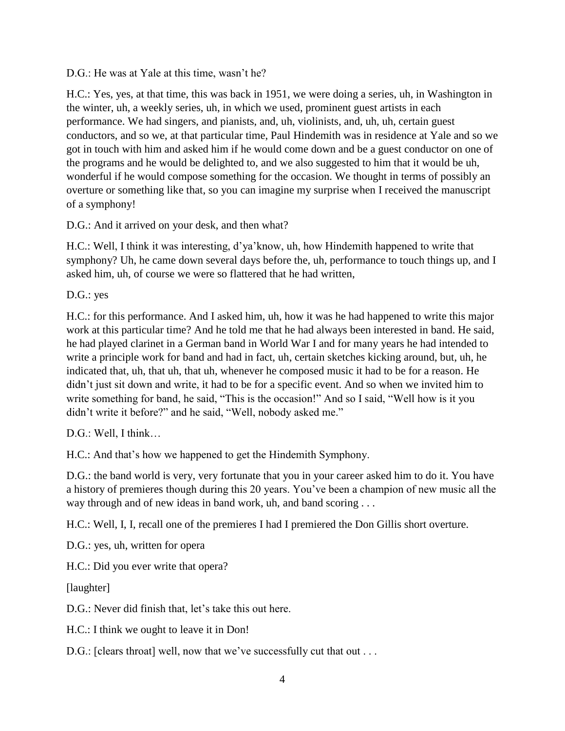D.G.: He was at Yale at this time, wasn't he?

H.C.: Yes, yes, at that time, this was back in 1951, we were doing a series, uh, in Washington in the winter, uh, a weekly series, uh, in which we used, prominent guest artists in each performance. We had singers, and pianists, and, uh, violinists, and, uh, uh, certain guest conductors, and so we, at that particular time, Paul Hindemith was in residence at Yale and so we got in touch with him and asked him if he would come down and be a guest conductor on one of the programs and he would be delighted to, and we also suggested to him that it would be uh, wonderful if he would compose something for the occasion. We thought in terms of possibly an overture or something like that, so you can imagine my surprise when I received the manuscript of a symphony!

D.G.: And it arrived on your desk, and then what?

H.C.: Well, I think it was interesting, d'ya'know, uh, how Hindemith happened to write that symphony? Uh, he came down several days before the, uh, performance to touch things up, and I asked him, uh, of course we were so flattered that he had written,

D.G.: yes

H.C.: for this performance. And I asked him, uh, how it was he had happened to write this major work at this particular time? And he told me that he had always been interested in band. He said, he had played clarinet in a German band in World War I and for many years he had intended to write a principle work for band and had in fact, uh, certain sketches kicking around, but, uh, he indicated that, uh, that uh, that uh, whenever he composed music it had to be for a reason. He didn't just sit down and write, it had to be for a specific event. And so when we invited him to write something for band, he said, "This is the occasion!" And so I said, "Well how is it you didn't write it before?" and he said, "Well, nobody asked me."

D.G.: Well, I think…

H.C.: And that's how we happened to get the Hindemith Symphony.

D.G.: the band world is very, very fortunate that you in your career asked him to do it. You have a history of premieres though during this 20 years. You've been a champion of new music all the way through and of new ideas in band work, uh, and band scoring . . .

H.C.: Well, I, I, recall one of the premieres I had I premiered the Don Gillis short overture.

D.G.: yes, uh, written for opera

H.C.: Did you ever write that opera?

[laughter]

D.G.: Never did finish that, let's take this out here.

H.C.: I think we ought to leave it in Don!

D.G.: [clears throat] well, now that we've successfully cut that out . . .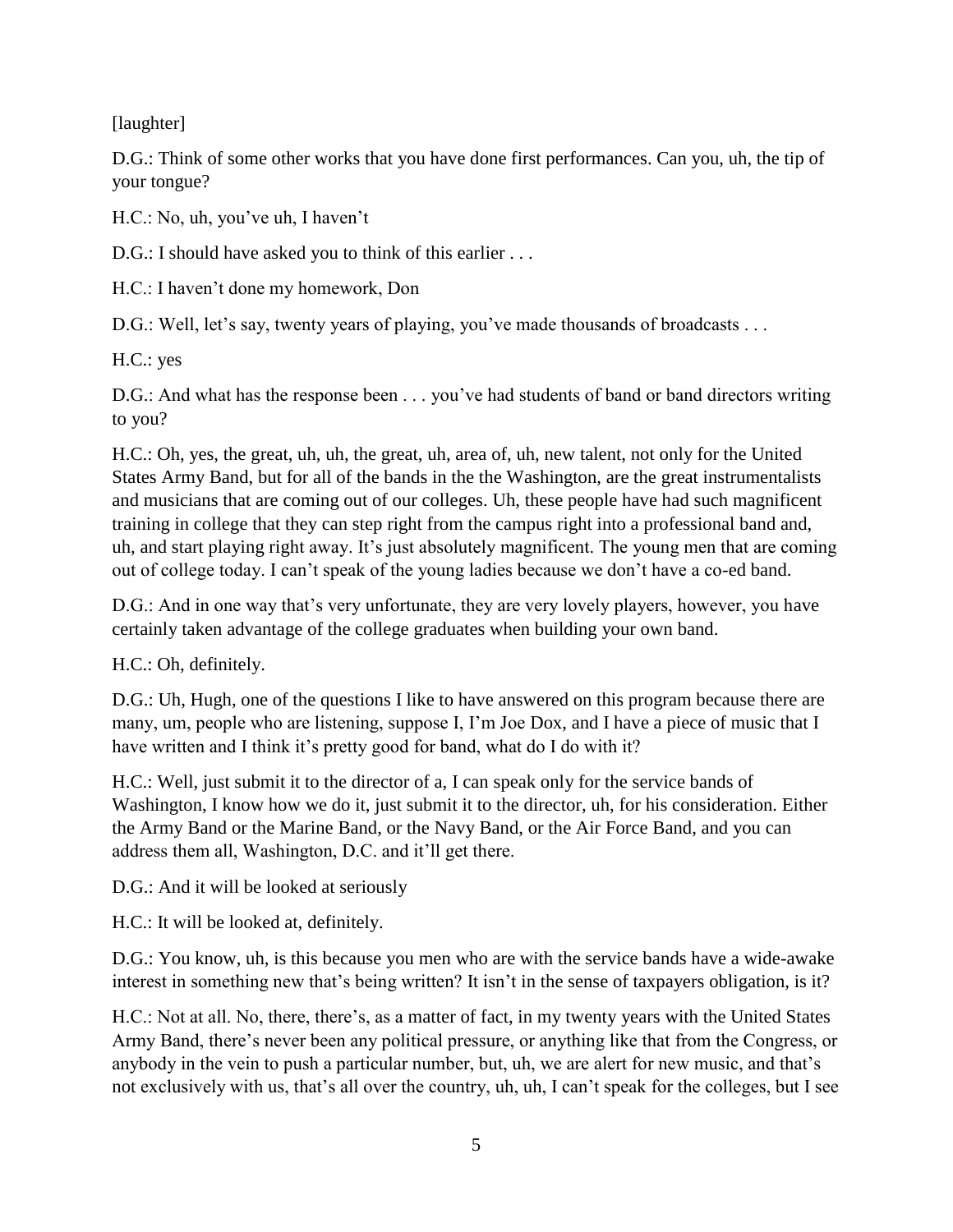[laughter]

D.G.: Think of some other works that you have done first performances. Can you, uh, the tip of your tongue?

H.C.: No, uh, you've uh, I haven't

D.G.: I should have asked you to think of this earlier . . .

H.C.: I haven't done my homework, Don

D.G.: Well, let's say, twenty years of playing, you've made thousands of broadcasts . . .

H.C.: yes

D.G.: And what has the response been . . . you've had students of band or band directors writing to you?

H.C.: Oh, yes, the great, uh, uh, the great, uh, area of, uh, new talent, not only for the United States Army Band, but for all of the bands in the the Washington, are the great instrumentalists and musicians that are coming out of our colleges. Uh, these people have had such magnificent training in college that they can step right from the campus right into a professional band and, uh, and start playing right away. It's just absolutely magnificent. The young men that are coming out of college today. I can't speak of the young ladies because we don't have a co-ed band.

D.G.: And in one way that's very unfortunate, they are very lovely players, however, you have certainly taken advantage of the college graduates when building your own band.

H.C.: Oh, definitely.

D.G.: Uh, Hugh, one of the questions I like to have answered on this program because there are many, um, people who are listening, suppose I, I'm Joe Dox, and I have a piece of music that I have written and I think it's pretty good for band, what do I do with it?

H.C.: Well, just submit it to the director of a, I can speak only for the service bands of Washington, I know how we do it, just submit it to the director, uh, for his consideration. Either the Army Band or the Marine Band, or the Navy Band, or the Air Force Band, and you can address them all, Washington, D.C. and it'll get there.

D.G.: And it will be looked at seriously

H.C.: It will be looked at, definitely.

D.G.: You know, uh, is this because you men who are with the service bands have a wide-awake interest in something new that's being written? It isn't in the sense of taxpayers obligation, is it?

H.C.: Not at all. No, there, there's, as a matter of fact, in my twenty years with the United States Army Band, there's never been any political pressure, or anything like that from the Congress, or anybody in the vein to push a particular number, but, uh, we are alert for new music, and that's not exclusively with us, that's all over the country, uh, uh, I can't speak for the colleges, but I see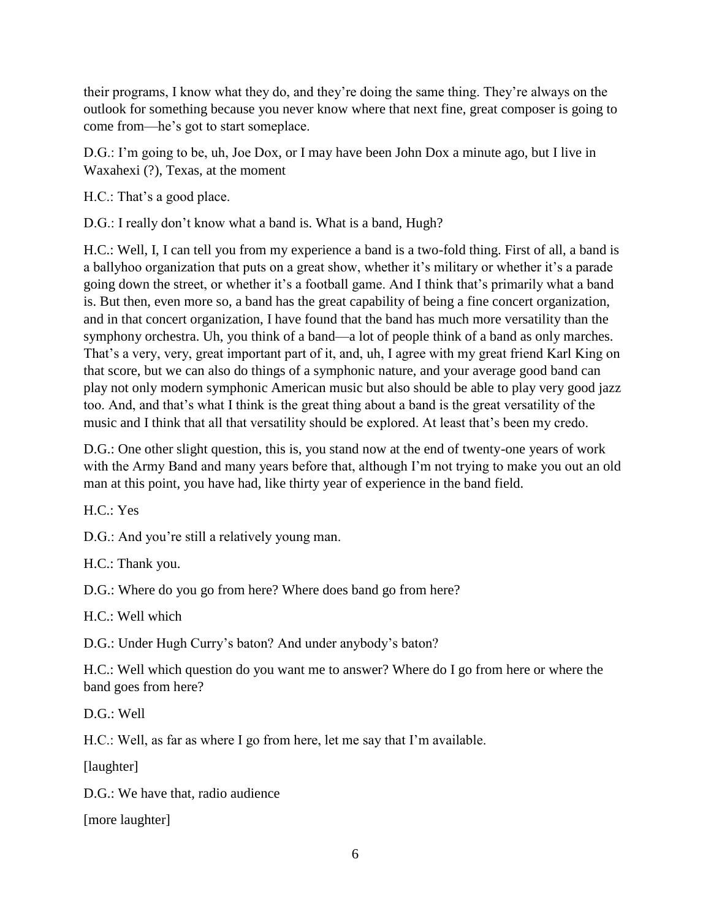their programs, I know what they do, and they're doing the same thing. They're always on the outlook for something because you never know where that next fine, great composer is going to come from—he's got to start someplace.

D.G.: I'm going to be, uh, Joe Dox, or I may have been John Dox a minute ago, but I live in Waxahexi (?), Texas, at the moment

H.C.: That's a good place.

D.G.: I really don't know what a band is. What is a band, Hugh?

H.C.: Well, I, I can tell you from my experience a band is a two-fold thing. First of all, a band is a ballyhoo organization that puts on a great show, whether it's military or whether it's a parade going down the street, or whether it's a football game. And I think that's primarily what a band is. But then, even more so, a band has the great capability of being a fine concert organization, and in that concert organization, I have found that the band has much more versatility than the symphony orchestra. Uh, you think of a band—a lot of people think of a band as only marches. That's a very, very, great important part of it, and, uh, I agree with my great friend Karl King on that score, but we can also do things of a symphonic nature, and your average good band can play not only modern symphonic American music but also should be able to play very good jazz too. And, and that's what I think is the great thing about a band is the great versatility of the music and I think that all that versatility should be explored. At least that's been my credo.

D.G.: One other slight question, this is, you stand now at the end of twenty-one years of work with the Army Band and many years before that, although I'm not trying to make you out an old man at this point, you have had, like thirty year of experience in the band field.

H.C.: Yes

D.G.: And you're still a relatively young man.

H.C.: Thank you.

D.G.: Where do you go from here? Where does band go from here?

H.C.: Well which

D.G.: Under Hugh Curry's baton? And under anybody's baton?

H.C.: Well which question do you want me to answer? Where do I go from here or where the band goes from here?

D.G.: Well

H.C.: Well, as far as where I go from here, let me say that I'm available.

[laughter]

D.G.: We have that, radio audience

[more laughter]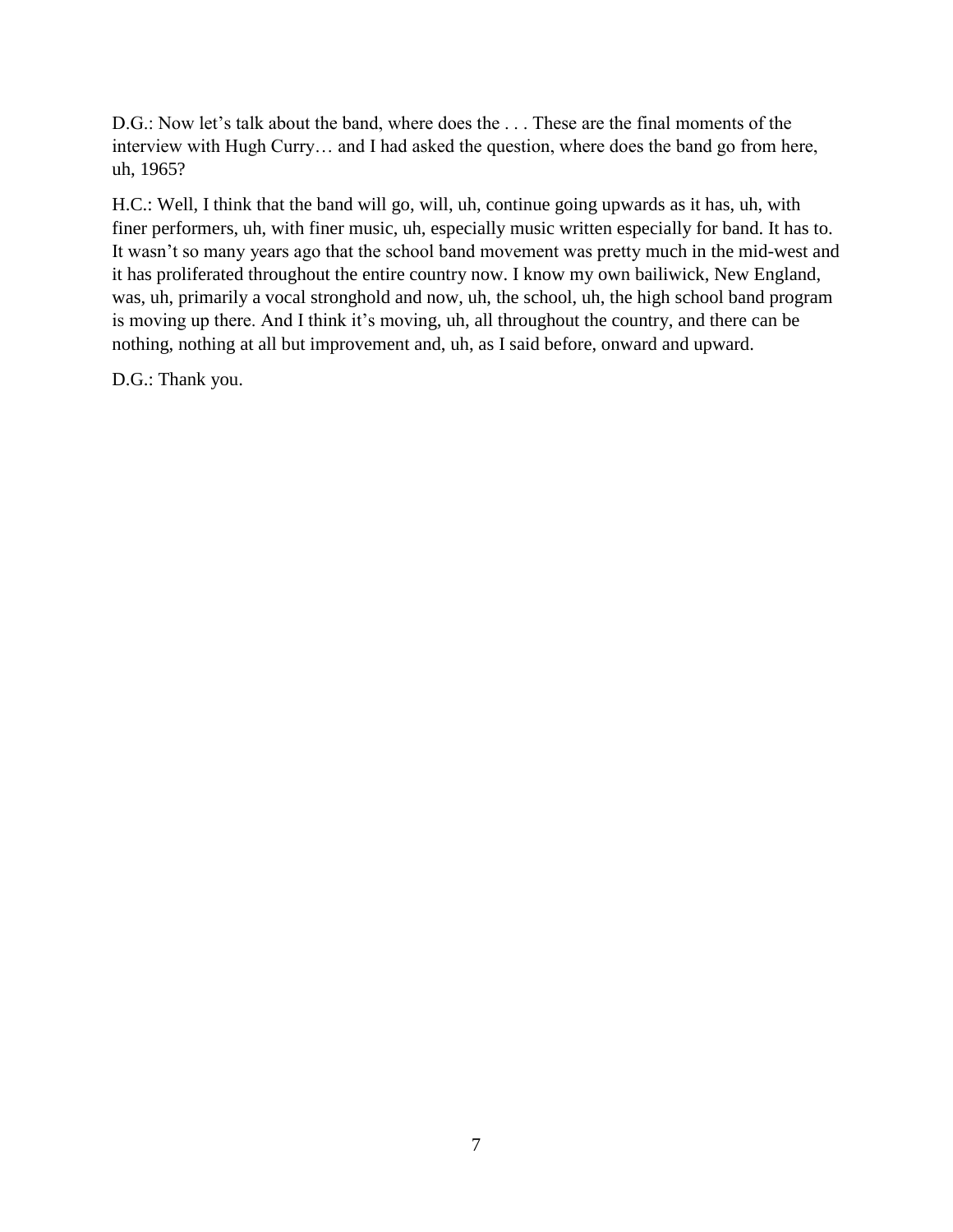D.G.: Now let's talk about the band, where does the . . . These are the final moments of the interview with Hugh Curry… and I had asked the question, where does the band go from here, uh, 1965?

H.C.: Well, I think that the band will go, will, uh, continue going upwards as it has, uh, with finer performers, uh, with finer music, uh, especially music written especially for band. It has to. It wasn't so many years ago that the school band movement was pretty much in the mid-west and it has proliferated throughout the entire country now. I know my own bailiwick, New England, was, uh, primarily a vocal stronghold and now, uh, the school, uh, the high school band program is moving up there. And I think it's moving, uh, all throughout the country, and there can be nothing, nothing at all but improvement and, uh, as I said before, onward and upward.

D.G.: Thank you.